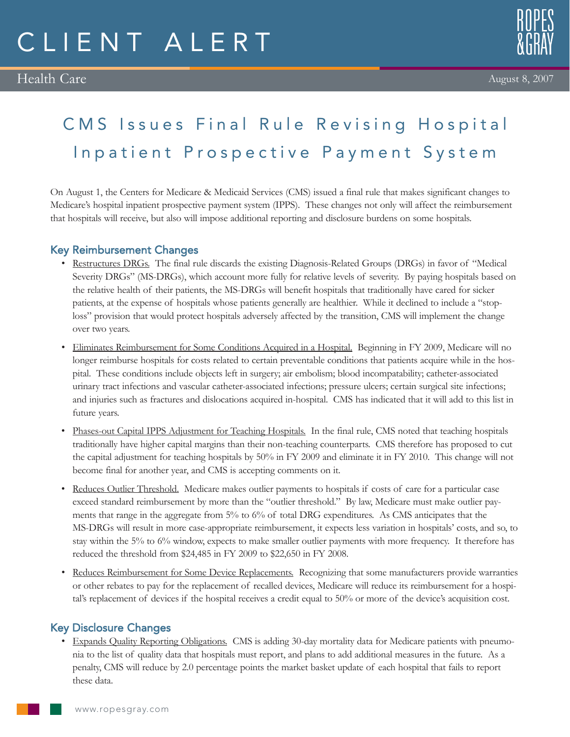# CLIENT ALERT

Health Care

August 8, 2007

## CMS Issues Final Rule Revising Hospital Inpatient Prospective Payment System

On August 1, the Centers for Medicare & Medicaid Services (CMS) issued a final rule that makes significant changes to Medicare's hospital inpatient prospective payment system (IPPS). These changes not only will affect the reimbursement that hospitals will receive, but also will impose additional reporting and disclosure burdens on some hospitals.

### Key Reimbursement Changes

- Restructures DRGs. The final rule discards the existing Diagnosis-Related Groups (DRGs) in favor of "Medical Severity DRGs" (MS-DRGs), which account more fully for relative levels of severity. By paying hospitals based on the relative health of their patients, the MS-DRGs will benefit hospitals that traditionally have cared for sicker patients, at the expense of hospitals whose patients generally are healthier. While it declined to include a "stop-loss" provision that would protect hospitals adversely affected by the transition, CMS will implement the change over two years.
- Eliminates Reimbursement for Some Conditions Acquired in a Hospital. Beginning in FY 2009, Medicare will no longer reimburse hospitals for costs related to certain preventable conditions that patients acquire while in the hospital. These conditions include objects left in surgery; air embolism; blood incompatability; catheter-associated urinary tract infections and vascular catheter-associated infections; pressure ulcers; certain surgical site infections; and injuries such as fractures and dislocations acquired in-hospital. CMS has indicated that it will add to this list in future years.
- Phases-out Capital IPPS Adjustment for Teaching Hospitals. In the final rule, CMS noted that teaching hospitals traditionally have higher capital margins than their non-teaching counterparts. CMS therefore has proposed to cut the capital adjustment for teaching hospitals by 50% in FY 2009 and eliminate it in FY 2010. This change will not become final for another year, and CMS is accepting comments on it.
- Reduces Outlier Threshold. Medicare makes outlier payments to hospitals if costs of care for a particular case exceed standard reimbursement by more than the "outlier threshold." By law, Medicare must make outlier payments that range in the aggregate from 5% to 6% of total DRG expenditures. As CMS anticipates that the MS-DRGs will result in more case-appropriate reimbursement, it expects less variation in hospitals' costs, and so, to stay within the 5% to 6% window, expects to make smaller outlier payments with more frequency. It therefore has reduced the threshold from $24,485 in FY 2009 to $22,650 in FY 2008.
- Reduces Reimbursement for Some Device Replacements. Recognizing that some manufacturers provide warranties or other rebates to pay for the replacement of recalled devices, Medicare will reduce its reimbursement for a hospital's replacement of devices if the hospital receives a credit equal to 50% or more of the device's acquisition cost.

### Key Disclosure Changes

- Expands Quality Reporting Obligations. CMS is adding 30-day mortality data for Medicare patients with pneumonia to the list of quality data that hospitals must report, and plans to add additional measures in the future. As a penalty, CMS will reduce by 2.0 percentage points the market basket update of each hospital that fails to report these data.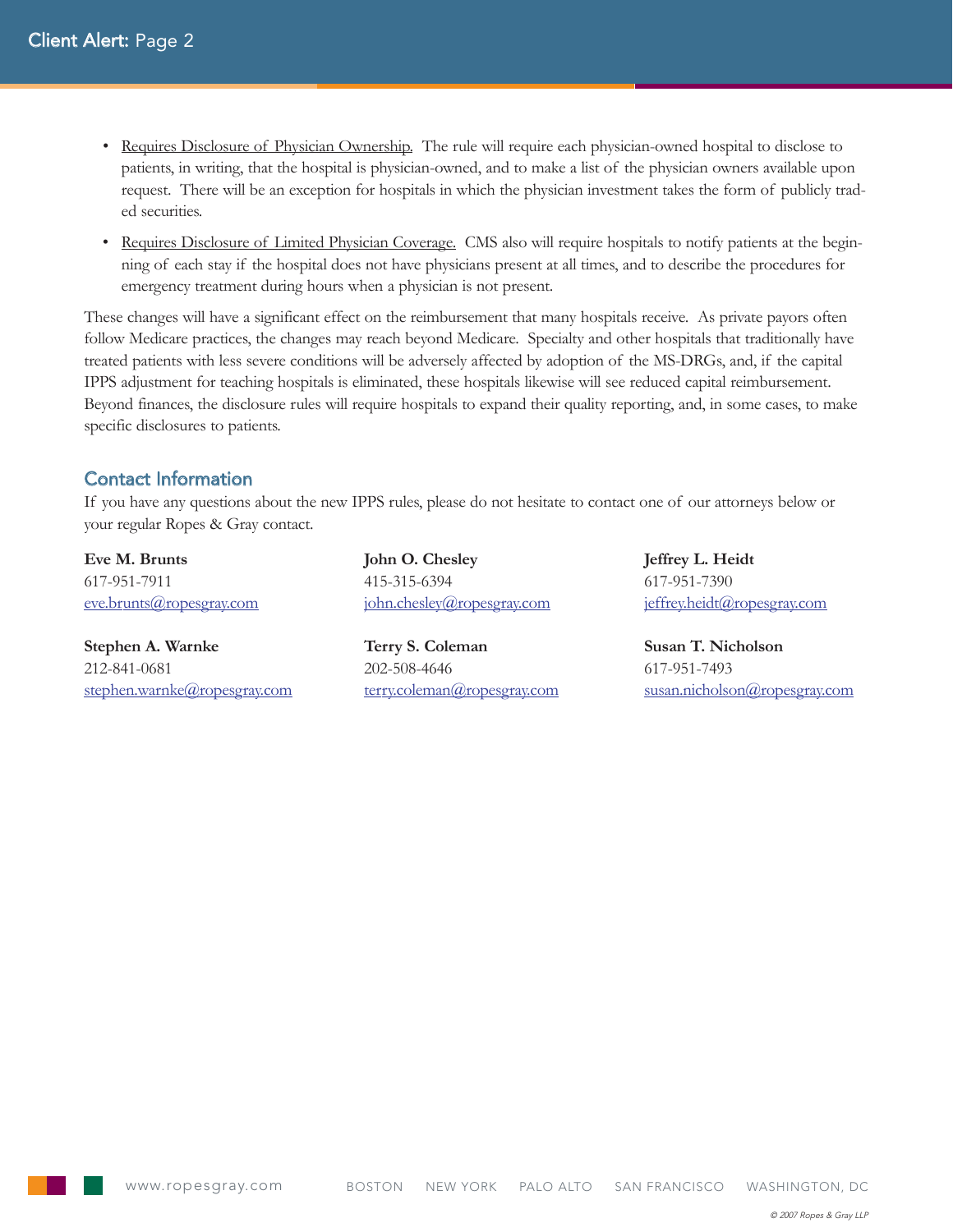- Requires Disclosure of Physician Ownership. The rule will require each physician-owned hospital to disclose to patients, in writing, that the hospital is physician-owned, and to make a list of the physician owners available upon request. There will be an exception for hospitals in which the physician investment takes the form of publicly traded securities.
- Requires Disclosure of Limited Physician Coverage. CMS also will require hospitals to notify patients at the beginning of each stay if the hospital does not have physicians present at all times, and to describe the procedures for emergency treatment during hours when a physician is not present.

These changes will have a significant effect on the reimbursement that many hospitals receive. As private payors often follow Medicare practices, the changes may reach beyond Medicare. Specialty and other hospitals that traditionally have treated patients with less severe conditions will be adversely affected by adoption of the MS-DRGs, and, if the capital IPPS adjustment for teaching hospitals is eliminated, these hospitals likewise will see reduced capital reimbursement. Beyond finances, the disclosure rules will require hospitals to expand their quality reporting, and, in some cases, to make specific disclosures to patients.

## Contact Information

If you have any questions about the new IPPS rules, please do not hesitate to contact one of our attorneys below or your regular Ropes & Gray contact.

**Eve M. Brunts**
617-951-7911
eve.brunts@ropesgray.com

**John O. Chesley**
415-315-6394
john.chesley@ropesgray.com

**Jeffrey L. Heidt**
617-951-7390
jeffrey.heidt@ropesgray.com

**Stephen A. Warnke**
212-841-0681
stephen.warnke@ropesgray.com

**Terry S. Coleman**
202-508-4646
terry.coleman@ropesgray.com

**Susan T. Nicholson**
617-951-7493
susan.nicholson@ropesgray.com

www.ropesgray.com BOSTON NEW YORK PALO ALTO SAN FRANCISCO WASHINGTON, DC

© 2007 Ropes & Gray LLP